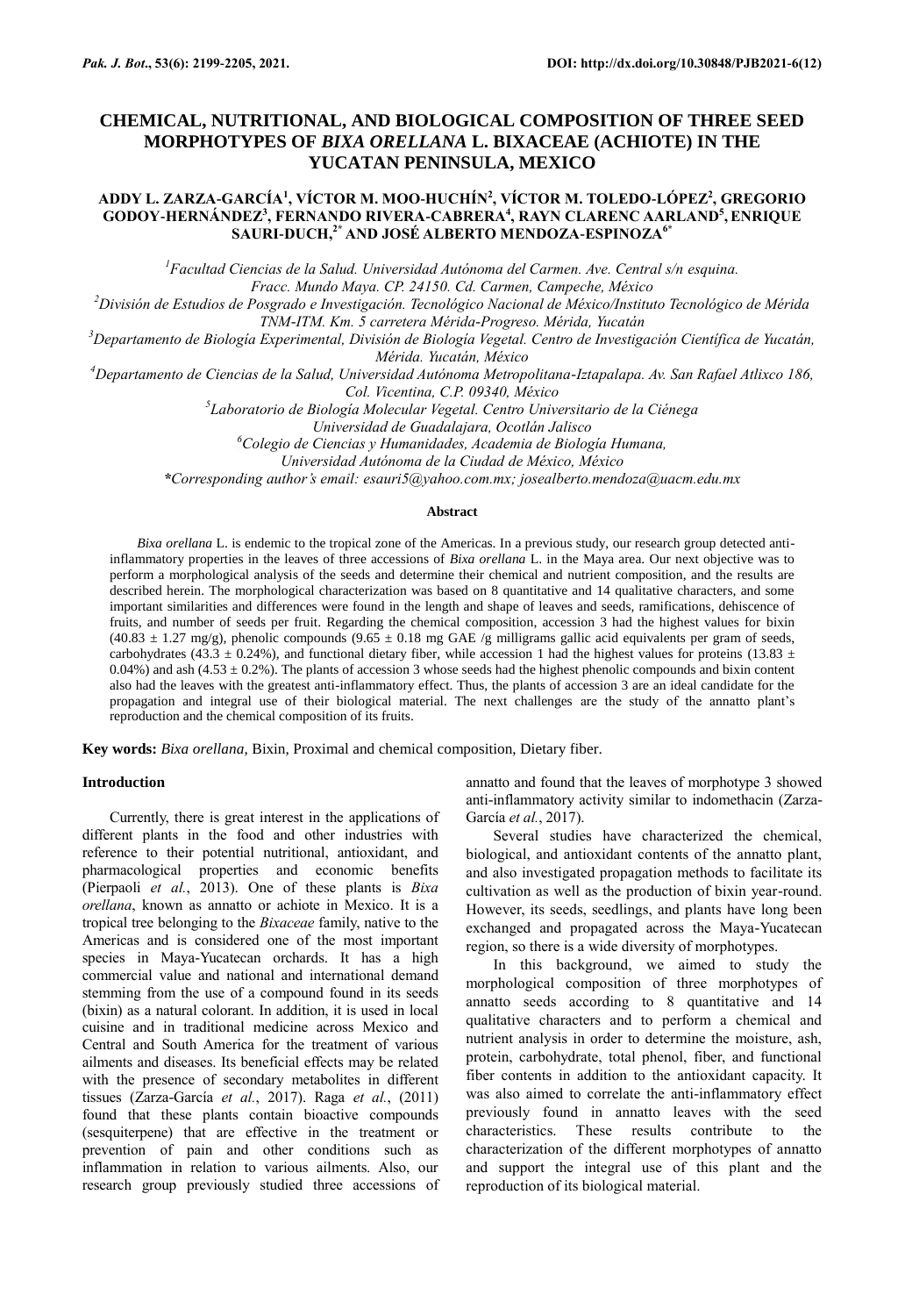# CHEMICAL, NUTRITIONAL, AND BIOLOGICAL COMPOSITION OF THREE SEED MORPHOTYPES OF *BIXA ORELLANA* L. BIXACEAE (ACHIOTE) IN THE YUCATAN PENINSULA, MEXICO

**ADDY L. ZARZA-GARCÍA[1], VÍCTOR M. MOO-HUCHÍN[2], VÍCTOR M. TOLEDO-LÓPEZ[2], GREGORIO GODOY-HERNÁNDEZ[3], FERNANDO RIVERA-CABRERA[4], RAYN CLARENC AARLAND[5], ENRIQUE SAURI-DUCH,[2*] AND JOSÉ ALBERTO MENDOZA-ESPINOZA[6*]**

[1]*Facultad Ciencias de la Salud. Universidad Autónoma del Carmen. Ave. Central s/n esquina. Fracc. Mundo Maya. CP. 24150. Cd. Carmen, Campeche, México*

[2]*División de Estudios de Posgrado e Investigación. Tecnológico Nacional de México/Instituto Tecnológico de Mérida TNM-ITM. Km. 5 carretera Mérida-Progreso. Mérida, Yucatán*

[3]*Departamento de Biología Experimental, División de Biología Vegetal. Centro de Investigación Científica de Yucatán, Mérida. Yucatán, México*

[4]*Departamento de Ciencias de la Salud, Universidad Autónoma Metropolitana-Iztapalapa. Av. San Rafael Atlixco 186, Col. Vicentina, C.P. 09340, México*

[5]*Laboratorio de Biología Molecular Vegetal. Centro Universitario de la Ciénega Universidad de Guadalajara, Ocotlán Jalisco*

[6]*Colegio de Ciencias y Humanidades, Academia de Biología Humana, Universidad Autónoma de la Ciudad de México, México*

*\*Corresponding author's email: esauri5@yahoo.com.mx; josealberto.mendoza@uacm.edu.mx*

## Abstract

*Bixa orellana* L. is endemic to the tropical zone of the Americas. In a previous study, our research group detected anti-inflammatory properties in the leaves of three accessions of *Bixa orellana* L. in the Maya area. Our next objective was to perform a morphological analysis of the seeds and determine their chemical and nutrient composition, and the results are described herein. The morphological characterization was based on 8 quantitative and 14 qualitative characters, and some important similarities and differences were found in the length and shape of leaves and seeds, ramifications, dehiscence of fruits, and number of seeds per fruit. Regarding the chemical composition, accession 3 had the highest values for bixin (40.83 ± 1.27 mg/g), phenolic compounds (9.65 ± 0.18 mg GAE /g milligrams gallic acid equivalents per gram of seeds, carbohydrates (43.3 ± 0.24%), and functional dietary fiber, while accession 1 had the highest values for proteins (13.83 ± 0.04%) and ash (4.53 ± 0.2%). The plants of accession 3 whose seeds had the highest phenolic compounds and bixin content also had the leaves with the greatest anti-inflammatory effect. Thus, the plants of accession 3 are an ideal candidate for the propagation and integral use of their biological material. The next challenges are the study of the annatto plant's reproduction and the chemical composition of its fruits.

**Key words:** *Bixa orellana*, Bixin, Proximal and chemical composition, Dietary fiber.

## Introduction

Currently, there is great interest in the applications of different plants in the food and other industries with reference to their potential nutritional, antioxidant, and pharmacological properties and economic benefits (Pierpaoli *et al.*, 2013). One of these plants is *Bixa orellana*, known as annatto or achiote in Mexico. It is a tropical tree belonging to the *Bixaceae* family, native to the Americas and is considered one of the most important species in Maya-Yucatecan orchards. It has a high commercial value and national and international demand stemming from the use of a compound found in its seeds (bixin) as a natural colorant. In addition, it is used in local cuisine and in traditional medicine across Mexico and Central and South America for the treatment of various ailments and diseases. Its beneficial effects may be related with the presence of secondary metabolites in different tissues (Zarza-García *et al.*, 2017). Raga *et al.*, (2011) found that these plants contain bioactive compounds (sesquiterpene) that are effective in the treatment or prevention of pain and other conditions such as inflammation in relation to various ailments. Also, our research group previously studied three accessions of annatto and found that the leaves of morphotype 3 showed anti-inflammatory activity similar to indomethacin (Zarza-García *et al.*, 2017).

Several studies have characterized the chemical, biological, and antioxidant contents of the annatto plant, and also investigated propagation methods to facilitate its cultivation as well as the production of bixin year-round. However, its seeds, seedlings, and plants have long been exchanged and propagated across the Maya-Yucatecan region, so there is a wide diversity of morphotypes.

In this background, we aimed to study the morphological composition of three morphotypes of annatto seeds according to 8 quantitative and 14 qualitative characters and to perform a chemical and nutrient analysis in order to determine the moisture, ash, protein, carbohydrate, total phenol, fiber, and functional fiber contents in addition to the antioxidant capacity. It was also aimed to correlate the anti-inflammatory effect previously found in annatto leaves with the seed characteristics. These results contribute to the characterization of the different morphotypes of annatto and support the integral use of this plant and the reproduction of its biological material.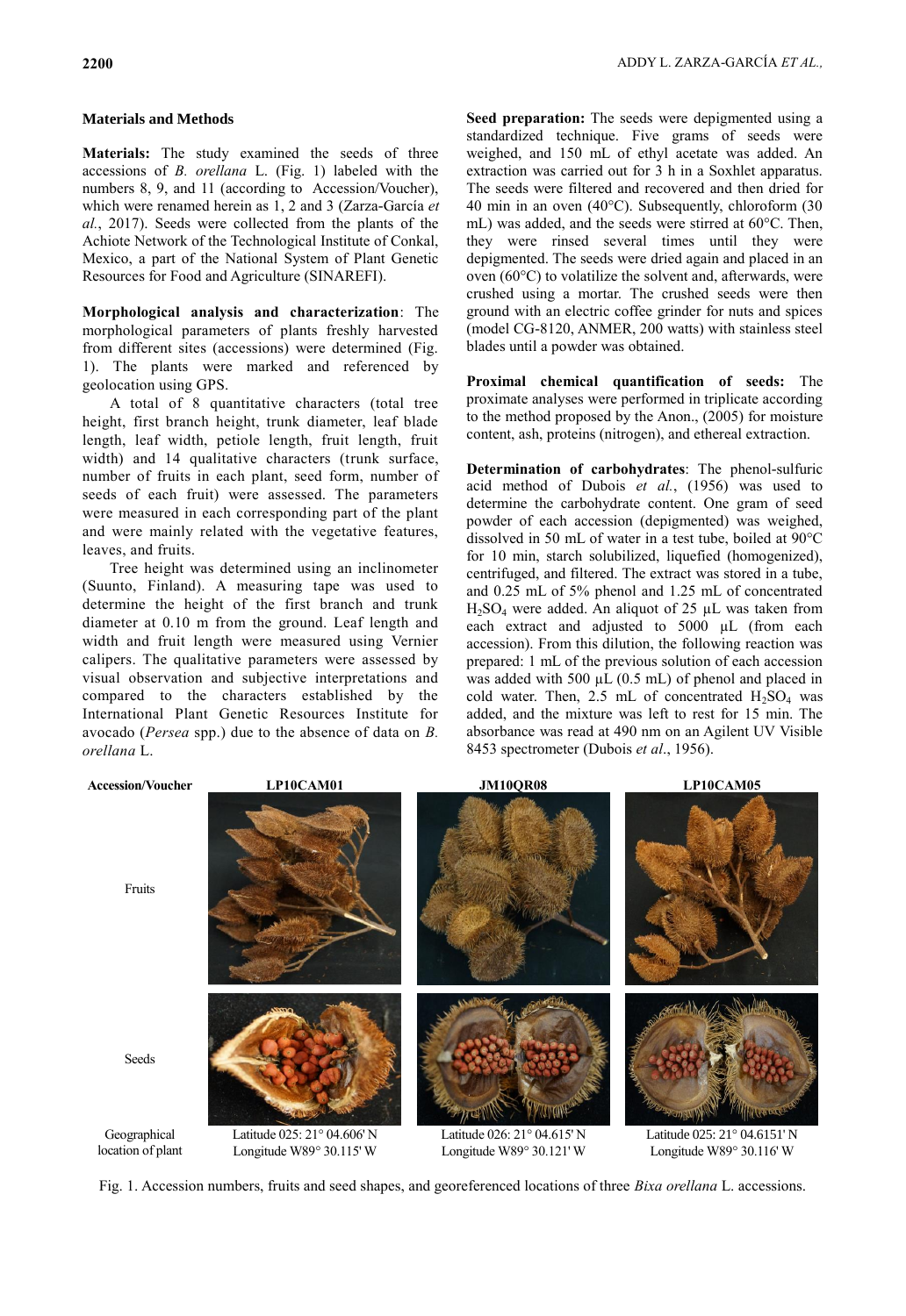## Materials and Methods

**Materials:** The study examined the seeds of three accessions of *B. orellana* L. (Fig. 1) labeled with the numbers 8, 9, and 11 (according to Accession/Voucher), which were renamed herein as 1, 2 and 3 (Zarza-García *et al.*, 2017). Seeds were collected from the plants of the Achiote Network of the Technological Institute of Conkal, Mexico, a part of the National System of Plant Genetic Resources for Food and Agriculture (SINAREFI).

**Morphological analysis and characterization**: The morphological parameters of plants freshly harvested from different sites (accessions) were determined (Fig. 1). The plants were marked and referenced by geolocation using GPS.

A total of 8 quantitative characters (total tree height, first branch height, trunk diameter, leaf blade length, leaf width, petiole length, fruit length, fruit width) and 14 qualitative characters (trunk surface, number of fruits in each plant, seed form, number of seeds of each fruit) were assessed. The parameters were measured in each corresponding part of the plant and were mainly related with the vegetative features, leaves, and fruits.

Tree height was determined using an inclinometer (Suunto, Finland). A measuring tape was used to determine the height of the first branch and trunk diameter at 0.10 m from the ground. Leaf length and width and fruit length were measured using Vernier calipers. The qualitative parameters were assessed by visual observation and subjective interpretations and compared to the characters established by the International Plant Genetic Resources Institute for avocado (*Persea* spp.) due to the absence of data on *B. orellana* L.

**Seed preparation:** The seeds were depigmented using a standardized technique. Five grams of seeds were weighed, and 150 mL of ethyl acetate was added. An extraction was carried out for 3 h in a Soxhlet apparatus. The seeds were filtered and recovered and then dried for 40 min in an oven (40°C). Subsequently, chloroform (30 mL) was added, and the seeds were stirred at 60°C. Then, they were rinsed several times until they were depigmented. The seeds were dried again and placed in an oven (60°C) to volatilize the solvent and, afterwards, were crushed using a mortar. The crushed seeds were then ground with an electric coffee grinder for nuts and spices (model CG-8120, ANMER, 200 watts) with stainless steel blades until a powder was obtained.

**Proximal chemical quantification of seeds:** The proximate analyses were performed in triplicate according to the method proposed by the Anon., (2005) for moisture content, ash, proteins (nitrogen), and ethereal extraction.

**Determination of carbohydrates**: The phenol-sulfuric acid method of Dubois *et al.*, (1956) was used to determine the carbohydrate content. One gram of seed powder of each accession (depigmented) was weighed, dissolved in 50 mL of water in a test tube, boiled at 90°C for 10 min, starch solubilized, liquefied (homogenized), centrifuged, and filtered. The extract was stored in a tube, and 0.25 mL of 5% phenol and 1.25 mL of concentrated $H_2SO_4$ were added. An aliquot of 25 µL was taken from each extract and adjusted to 5000 µL (from each accession). From this dilution, the following reaction was prepared: 1 mL of the previous solution of each accession was added with 500 µL (0.5 mL) of phenol and placed in cold water. Then, 2.5 mL of concentrated $H_2SO_4$ was added, and the mixture was left to rest for 15 min. The absorbance was read at 490 nm on an Agilent UV Visible 8453 spectrometer (Dubois *et al.*, 1956).

| Accession/Voucher | LP10CAM01 | JM10QR08 | LP10CAM05 |
|---|---|---|---|
| Fruits | | | |
| Seeds | | | |
| Geographical location of plant | Latitude 025: 21° 04.606' N<br>Longitude W89° 30.115' W | Latitude 026: 21° 04.615' N<br>Longitude W89° 30.121' W | Latitude 025: 21° 04.6151' N<br>Longitude W89° 30.116' W |

Fig. 1. Accession numbers, fruits and seed shapes, and georeferenced locations of three *Bixa orellana* L. accessions.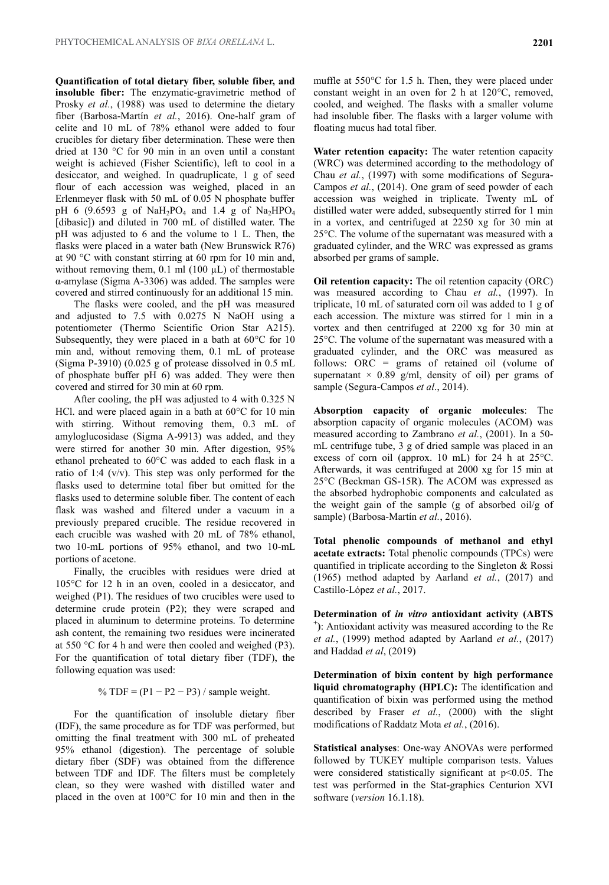**Quantification of total dietary fiber, soluble fiber, and insoluble fiber:** The enzymatic-gravimetric method of Prosky *et al.*, (1988) was used to determine the dietary fiber (Barbosa-Martín *et al.*, 2016). One-half gram of celite and 10 mL of 78% ethanol were added to four crucibles for dietary fiber determination. These were then dried at 130 °C for 90 min in an oven until a constant weight is achieved (Fisher Scientific), left to cool in a desiccator, and weighed. In quadruplicate, 1 g of seed flour of each accession was weighed, placed in an Erlenmeyer flask with 50 mL of 0.05 N phosphate buffer pH 6 (9.6593 g of $NaH_2PO_4$ and 1.4 g of $Na_2HPO_4$ [dibasic]) and diluted in 700 mL of distilled water. The pH was adjusted to 6 and the volume to 1 L. Then, the flasks were placed in a water bath (New Brunswick R76) at 90 °C with constant stirring at 60 rpm for 10 min and, without removing them, 0.1 ml (100 µL) of thermostable α-amylase (Sigma A-3306) was added. The samples were covered and stirred continuously for an additional 15 min.

The flasks were cooled, and the pH was measured and adjusted to 7.5 with 0.0275 N NaOH using a potentiometer (Thermo Scientific Orion Star A215). Subsequently, they were placed in a bath at 60°C for 10 min and, without removing them, 0.1 mL of protease (Sigma P-3910) (0.025 g of protease dissolved in 0.5 mL of phosphate buffer pH 6) was added. They were then covered and stirred for 30 min at 60 rpm.

After cooling, the pH was adjusted to 4 with 0.325 N HCl. and were placed again in a bath at 60°C for 10 min with stirring. Without removing them, 0.3 mL of amyloglucosidase (Sigma A-9913) was added, and they were stirred for another 30 min. After digestion, 95% ethanol preheated to 60°C was added to each flask in a ratio of 1:4 (v/v). This step was only performed for the flasks used to determine total fiber but omitted for the flasks used to determine soluble fiber. The content of each flask was washed and filtered under a vacuum in a previously prepared crucible. The residue recovered in each crucible was washed with 20 mL of 78% ethanol, two 10-mL portions of 95% ethanol, and two 10-mL portions of acetone.

Finally, the crucibles with residues were dried at 105°C for 12 h in an oven, cooled in a desiccator, and weighed (P1). The residues of two crucibles were used to determine crude protein (P2); they were scraped and placed in aluminum to determine proteins. To determine ash content, the remaining two residues were incinerated at 550 °C for 4 h and were then cooled and weighed (P3). For the quantification of total dietary fiber (TDF), the following equation was used:

$$\% \text{ TDF} = (P1 - P2 - P3) / \text{sample weight.}$$

For the quantification of insoluble dietary fiber (IDF), the same procedure as for TDF was performed, but omitting the final treatment with 300 mL of preheated 95% ethanol (digestion). The percentage of soluble dietary fiber (SDF) was obtained from the difference between TDF and IDF. The filters must be completely clean, so they were washed with distilled water and placed in the oven at 100°C for 10 min and then in the muffle at 550°C for 1.5 h. Then, they were placed under constant weight in an oven for 2 h at 120°C, removed, cooled, and weighed. The flasks with a smaller volume had insoluble fiber. The flasks with a larger volume with floating mucus had total fiber.

**Water retention capacity:** The water retention capacity (WRC) was determined according to the methodology of Chau *et al.*, (1997) with some modifications of Segura-Campos *et al.*, (2014). One gram of seed powder of each accession was weighed in triplicate. Twenty mL of distilled water were added, subsequently stirred for 1 min in a vortex, and centrifuged at 2250 xg for 30 min at 25°C. The volume of the supernatant was measured with a graduated cylinder, and the WRC was expressed as grams absorbed per grams of sample.

**Oil retention capacity:** The oil retention capacity (ORC) was measured according to Chau *et al.*, (1997). In triplicate, 10 mL of saturated corn oil was added to 1 g of each accession. The mixture was stirred for 1 min in a vortex and then centrifuged at 2200 xg for 30 min at 25°C. The volume of the supernatant was measured with a graduated cylinder, and the ORC was measured as follows: ORC = grams of retained oil (volume of supernatant × 0.89 g/ml, density of oil) per grams of sample (Segura-Campos *et al*., 2014).

**Absorption capacity of organic molecules**: The absorption capacity of organic molecules (ACOM) was measured according to Zambrano *et al.*, (2001). In a 50-mL centrifuge tube, 3 g of dried sample was placed in an excess of corn oil (approx. 10 mL) for 24 h at 25°C. Afterwards, it was centrifuged at 2000 xg for 15 min at 25°C (Beckman GS-15R). The ACOM was expressed as the absorbed hydrophobic components and calculated as the weight gain of the sample (g of absorbed oil/g of sample) (Barbosa-Martín *et al.*, 2016).

**Total phenolic compounds of methanol and ethyl acetate extracts:** Total phenolic compounds (TPCs) were quantified in triplicate according to the Singleton & Rossi (1965) method adapted by Aarland *et al.*, (2017) and Castillo-López *et al.*, 2017.

**Determination of *in vitro* antioxidant activity (ABTS $^+$)**: Antioxidant activity was measured according to the Re *et al.*, (1999) method adapted by Aarland *et al.*, (2017) and Haddad *et al*, (2019)

**Determination of bixin content by high performance liquid chromatography (HPLC):** The identification and quantification of bixin was performed using the method described by Fraser *et al.*, (2000) with the slight modifications of Raddatz Mota *et al.*, (2016).

**Statistical analyses**: One-way ANOVAs were performed followed by TUKEY multiple comparison tests. Values were considered statistically significant at $p<0.05$. The test was performed in the Stat-graphics Centurion XVI software (*version* 16.1.18).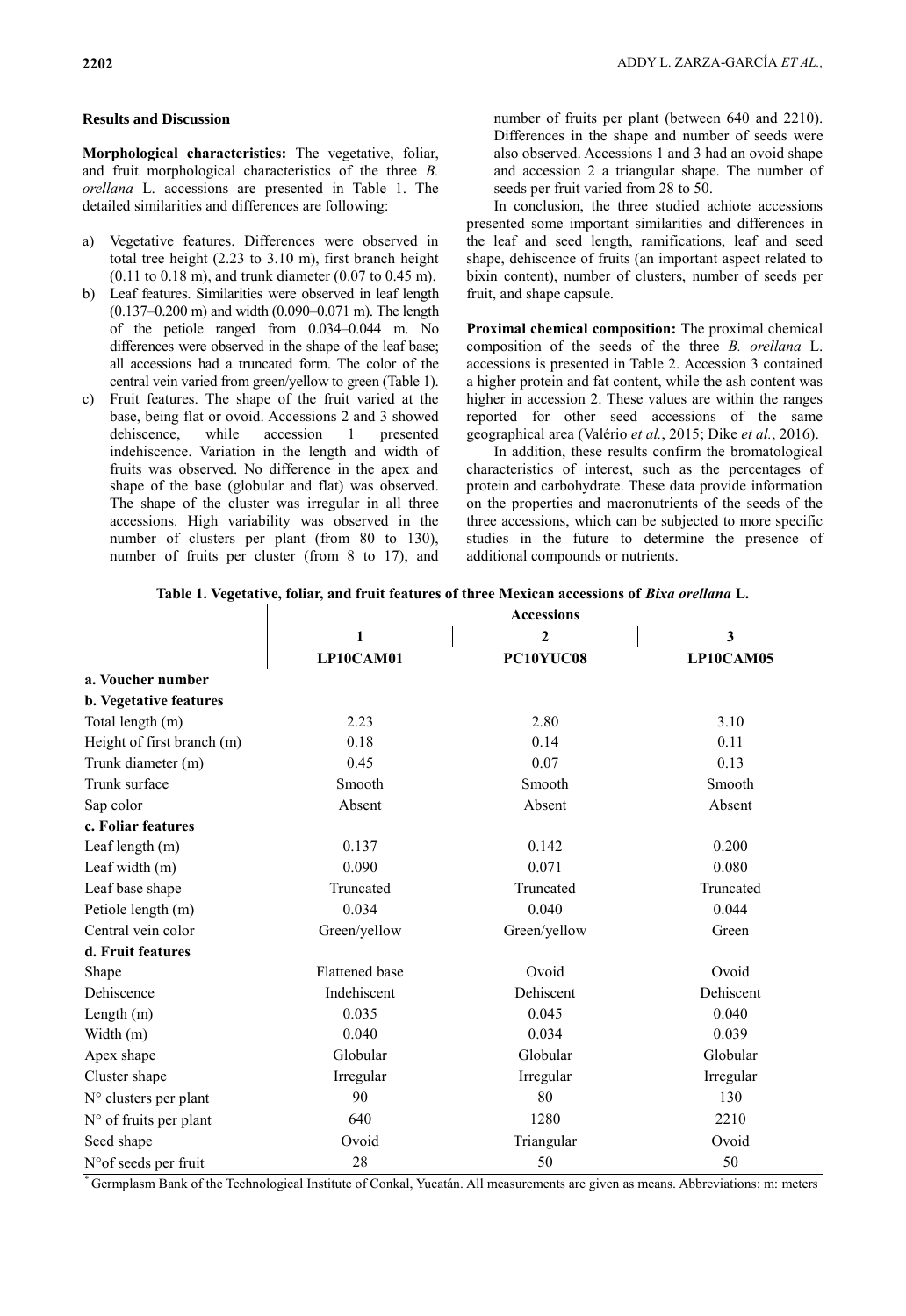## Results and Discussion

**Morphological characteristics:** The vegetative, foliar, and fruit morphological characteristics of the three *B. orellana* L. accessions are presented in Table 1. The detailed similarities and differences are following:

a) Vegetative features. Differences were observed in total tree height (2.23 to 3.10 m), first branch height (0.11 to 0.18 m), and trunk diameter (0.07 to 0.45 m).
b) Leaf features. Similarities were observed in leaf length (0.137–0.200 m) and width (0.090–0.071 m). The length of the petiole ranged from 0.034–0.044 m. No differences were observed in the shape of the leaf base; all accessions had a truncated form. The color of the central vein varied from green/yellow to green (Table 1).
c) Fruit features. The shape of the fruit varied at the base, being flat or ovoid. Accessions 2 and 3 showed dehiscence, while accession 1 presented indehiscence. Variation in the length and width of fruits was observed. No difference in the apex and shape of the base (globular and flat) was observed. The shape of the cluster was irregular in all three accessions. High variability was observed in the number of clusters per plant (from 80 to 130), number of fruits per cluster (from 8 to 17), and number of fruits per plant (between 640 and 2210). Differences in the shape and number of seeds were also observed. Accessions 1 and 3 had an ovoid shape and accession 2 a triangular shape. The number of seeds per fruit varied from 28 to 50.

In conclusion, the three studied achiote accessions presented some important similarities and differences in the leaf and seed length, ramifications, leaf and seed shape, dehiscence of fruits (an important aspect related to bixin content), number of clusters, number of seeds per fruit, and shape capsule.

**Proximal chemical composition:** The proximal chemical composition of the seeds of the three *B. orellana* L. accessions is presented in Table 2. Accession 3 contained a higher protein and fat content, while the ash content was higher in accession 2. These values are within the ranges reported for other seed accessions of the same geographical area (Valério *et al.*, 2015; Dike *et al.*, 2016).

In addition, these results confirm the bromatological characteristics of interest, such as the percentages of protein and carbohydrate. These data provide information on the properties and macronutrients of the seeds of the three accessions, which can be subjected to more specific studies in the future to determine the presence of additional compounds or nutrients.

**Table 1. Vegetative, foliar, and fruit features of three Mexican accessions of *Bixa orellana* L.**

| | Accessions | | |
|---|---|---|---|
| | 1 | 2 | 3 |
| | LP10CAM01 | PC10YUC08 | LP10CAM05 |
| **a. Voucher number** | | | |
| **b. Vegetative features** | | | |
| Total length (m) | 2.23 | 2.80 | 3.10 |
| Height of first branch (m) | 0.18 | 0.14 | 0.11 |
| Trunk diameter (m) | 0.45 | 0.07 | 0.13 |
| Trunk surface | Smooth | Smooth | Smooth |
| Sap color | Absent | Absent | Absent |
| **c. Foliar features** | | | |
| Leaf length (m) | 0.137 | 0.142 | 0.200 |
| Leaf width (m) | 0.090 | 0.071 | 0.080 |
| Leaf base shape | Truncated | Truncated | Truncated |
| Petiole length (m) | 0.034 | 0.040 | 0.044 |
| Central vein color | Green/yellow | Green/yellow | Green |
| **d. Fruit features** | | | |
| Shape | Flattened base | Ovoid | Ovoid |
| Dehiscence | Indehiscent | Dehiscent | Dehiscent |
| Length (m) | 0.035 | 0.045 | 0.040 |
| Width (m) | 0.040 | 0.034 | 0.039 |
| Apex shape | Globular | Globular | Globular |
| Cluster shape | Irregular | Irregular | Irregular |
| N° clusters per plant | 90 | 80 | 130 |
| N° of fruits per plant | 640 | 1280 | 2210 |
| Seed shape | Ovoid | Triangular | Ovoid |
| N°of seeds per fruit | 28 | 50 | 50 |

\* Germplasm Bank of the Technological Institute of Conkal, Yucatán. All measurements are given as means. Abbreviations: m: meters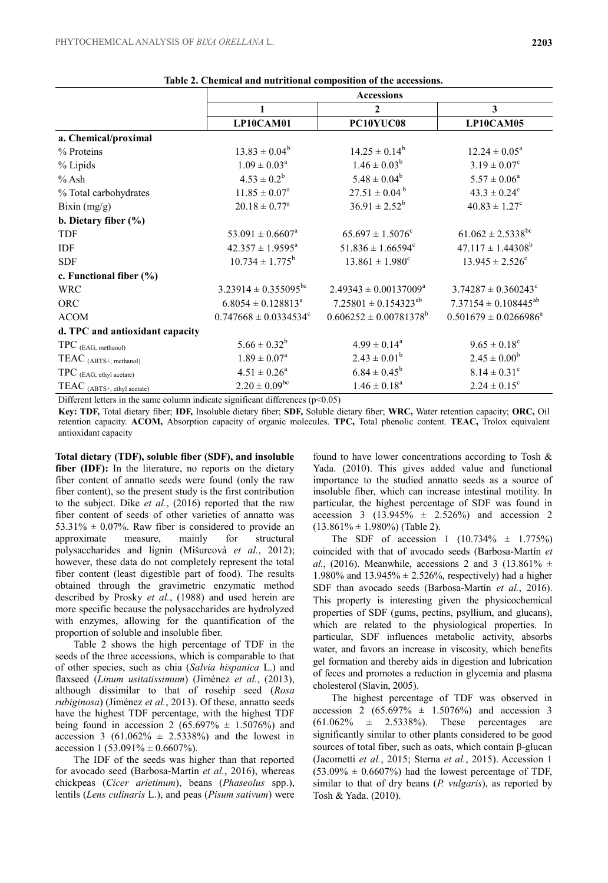**Table 2. Chemical and nutritional composition of the accessions.**

| | Accessions | | |
|---|---|---|---|
| | 1 | 2 | 3 |
| | LP10CAM01 | PC10YUC08 | LP10CAM05 |
| **a. Chemical/proximal** | | | |
| % Proteins | $13.83 \pm 0.04^{b}$ | $14.25 \pm 0.14^{b}$ | $12.24 \pm 0.05^{a}$ |
| % Lipids | $1.09 \pm 0.03^{a}$ | $1.46 \pm 0.03^{b}$ | $3.19 \pm 0.07^{c}$ |
| % Ash | $4.53 \pm 0.2^{b}$ | $5.48 \pm 0.04^{b}$ | $5.57 \pm 0.06^{a}$ |
| % Total carbohydrates | $11.85 \pm 0.07^{a}$ | $27.51 \pm 0.04^{b}$ | $43.3 \pm 0.24^{c}$ |
| Bixin (mg/g) | $20.18 \pm 0.77^{a}$ | $36.91 \pm 2.52^{b}$ | $40.83 \pm 1.27^{c}$ |
| **b. Dietary fiber (%)** | | | |
| TDF | $53.091 \pm 0.6607^{a}$ | $65.697 \pm 1.5076^{c}$ | $61.062 \pm 2.5338^{bc}$ |
| IDF | $42.357 \pm 1.9595^{a}$ | $51.836 \pm 1.66594^{c}$ | $47.117 \pm 1.44308^{b}$ |
| SDF | $10.734 \pm 1.775^{b}$ | $13.861 \pm 1.980^{c}$ | $13.945 \pm 2.526^{c}$ |
| **c. Functional fiber (%)** | | | |
| WRC | $3.23914 \pm 0.355095^{bc}$ | $2.49343 \pm 0.00137009^{a}$ | $3.74287 \pm 0.360243^{c}$ |
| ORC | $6.8054 \pm 0.128813^{a}$ | $7.25801 \pm 0.154323^{ab}$ | $7.37154 \pm 0.108445^{ab}$ |
| ACOM | $0.747668 \pm 0.0334534^{c}$ | $0.606252 \pm 0.00781378^{b}$ | $0.501679 \pm 0.0266986^{a}$ |
| **d. TPC and antioxidant capacity** | | | |
| $TPC_{(EAG, methanol)}$ | $5.66 \pm 0.32^{b}$ | $4.99 \pm 0.14^{a}$ | $9.65 \pm 0.18^{c}$ |
| $TEAC_{(ABTS+, methanol)}$ | $1.89 \pm 0.07^{a}$ | $2.43 \pm 0.01^{b}$ | $2.45 \pm 0.00^{b}$ |
| $TPC_{(EAG, ethyl\ acetate)}$ | $4.51 \pm 0.26^{a}$ | $6.84 \pm 0.45^{b}$ | $8.14 \pm 0.31^{c}$ |
| $TEAC_{(ABTS+, ethyl\ acetate)}$ | $2.20 \pm 0.09^{bc}$ | $1.46 \pm 0.18^{a}$ | $2.24 \pm 0.15^{c}$ |

Different letters in the same column indicate significant differences ($p<0.05$)

**Key: TDF,** Total dietary fiber; **IDF,** Insoluble dietary fiber; **SDF,** Soluble dietary fiber; **WRC,** Water retention capacity; **ORC,** Oil retention capacity. **ACOM,** Absorption capacity of organic molecules. **TPC,** Total phenolic content. **TEAC,** Trolox equivalent antioxidant capacity

**Total dietary (TDF), soluble fiber (SDF), and insoluble fiber (IDF):** In the literature, no reports on the dietary fiber content of annatto seeds were found (only the raw fiber content), so the present study is the first contribution to the subject. Dike *et al.*, (2016) reported that the raw fiber content of seeds of other varieties of annatto was 53.31% ± 0.07%. Raw fiber is considered to provide an approximate measure, mainly for structural polysaccharides and lignin (Mišurcová *et al.*, 2012); however, these data do not completely represent the total fiber content (least digestible part of food). The results obtained through the gravimetric enzymatic method described by Prosky *et al.*, (1988) and used herein are more specific because the polysaccharides are hydrolyzed with enzymes, allowing for the quantification of the proportion of soluble and insoluble fiber.

Table 2 shows the high percentage of TDF in the seeds of the three accessions, which is comparable to that of other species, such as chia (*Salvia hispanica* L.) and flaxseed (*Linum usitatissimum*) (Jiménez *et al.*, (2013), although dissimilar to that of rosehip seed (*Rosa rubiginosa*) (Jiménez *et al.*, 2013). Of these, annatto seeds have the highest TDF percentage, with the highest TDF being found in accession 2 (65.697% ± 1.5076%) and accession 3 (61.062% ± 2.5338%) and the lowest in accession 1 (53.091% ± 0.6607%).

The IDF of the seeds was higher than that reported for avocado seed (Barbosa-Martín *et al.*, 2016), whereas chickpeas (*Cicer arietinum*), beans (*Phaseolus* spp.), lentils (*Lens culinaris* L.), and peas (*Pisum sativum*) were found to have lower concentrations according to Tosh & Yada. (2010). This gives added value and functional importance to the studied annatto seeds as a source of insoluble fiber, which can increase intestinal motility. In particular, the highest percentage of SDF was found in accession 3 (13.945% ± 2.526%) and accession 2 (13.861% ± 1.980%) (Table 2).

The SDF of accession 1 (10.734% ± 1.775%) coincided with that of avocado seeds (Barbosa-Martín *et al.*, (2016). Meanwhile, accessions 2 and 3 (13.861% ± 1.980% and 13.945% ± 2.526%, respectively) had a higher SDF than avocado seeds (Barbosa-Martín *et al.*, 2016). This property is interesting given the physicochemical properties of SDF (gums, pectins, psyllium, and glucans), which are related to the physiological properties. In particular, SDF influences metabolic activity, absorbs water, and favors an increase in viscosity, which benefits gel formation and thereby aids in digestion and lubrication of feces and promotes a reduction in glycemia and plasma cholesterol (Slavin, 2005).

The highest percentage of TDF was observed in accession 2 (65.697% ± 1.5076%) and accession 3 (61.062% ± 2.5338%). These percentages are significantly similar to other plants considered to be good sources of total fiber, such as oats, which contain β-glucan (Jacometti *et al.*, 2015; Sterna *et al.*, 2015). Accession 1 (53.09% ± 0.6607%) had the lowest percentage of TDF, similar to that of dry beans (*P. vulgaris*), as reported by Tosh & Yada. (2010).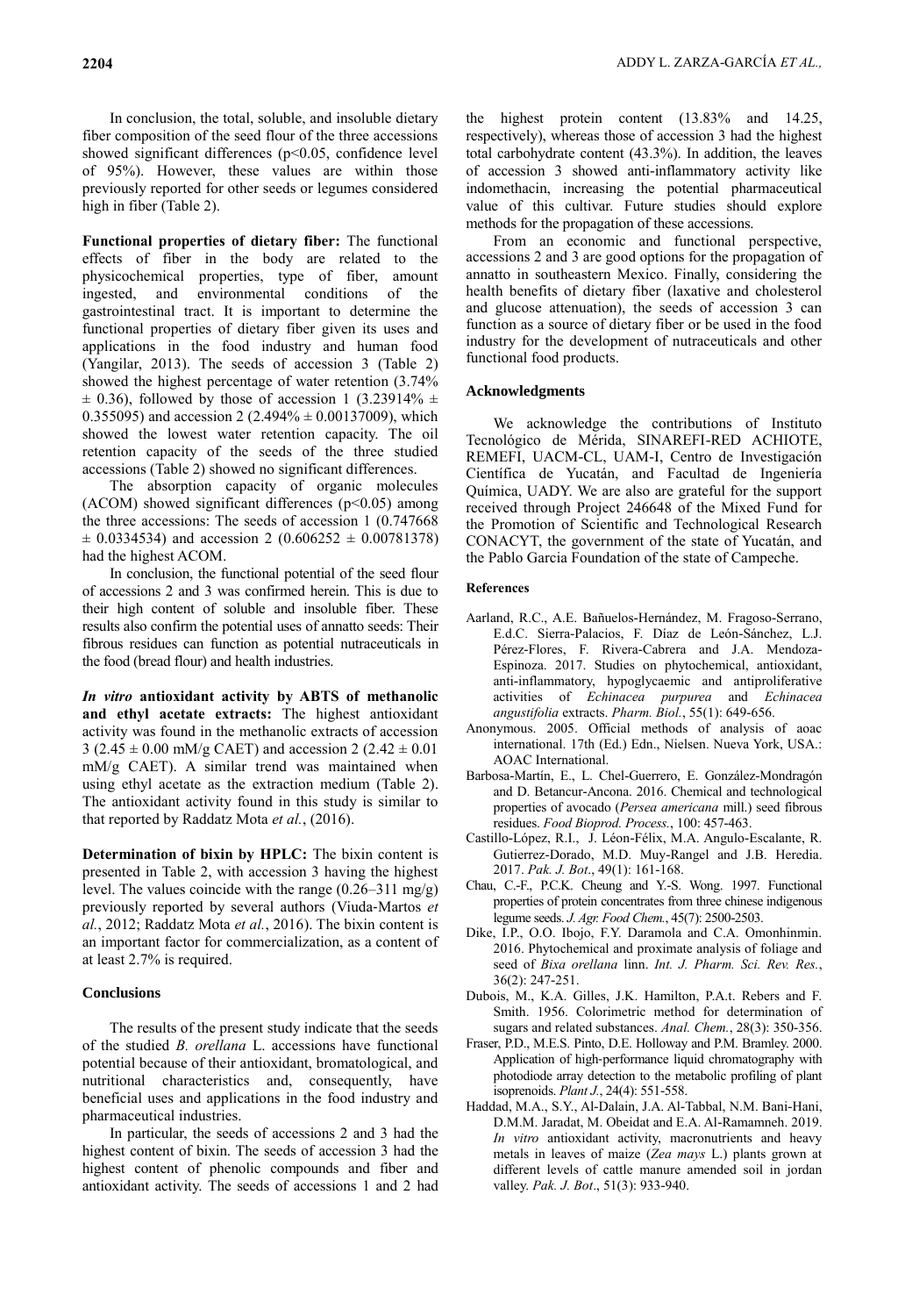In conclusion, the total, soluble, and insoluble dietary fiber composition of the seed flour of the three accessions showed significant differences ($p<0.05$, confidence level of 95%). However, these values are within those previously reported for other seeds or legumes considered high in fiber (Table 2).

**Functional properties of dietary fiber:** The functional effects of fiber in the body are related to the physicochemical properties, type of fiber, amount ingested, and environmental conditions of the gastrointestinal tract. It is important to determine the functional properties of dietary fiber given its uses and applications in the food industry and human food (Yangilar, 2013). The seeds of accession 3 (Table 2) showed the highest percentage of water retention (3.74% $\pm$ 0.36), followed by those of accession 1 (3.23914% $\pm$ 0.355095) and accession 2 (2.494% $\pm$ 0.00137009), which showed the lowest water retention capacity. The oil retention capacity of the seeds of the three studied accessions (Table 2) showed no significant differences.

The absorption capacity of organic molecules (ACOM) showed significant differences ($p<0.05$) among the three accessions: The seeds of accession 1 (0.747668 $\pm$ 0.0334534) and accession 2 (0.606252 $\pm$ 0.00781378) had the highest ACOM.

In conclusion, the functional potential of the seed flour of accessions 2 and 3 was confirmed herein. This is due to their high content of soluble and insoluble fiber. These results also confirm the potential uses of annatto seeds: Their fibrous residues can function as potential nutraceuticals in the food (bread flour) and health industries.

***In vitro* antioxidant activity by ABTS of methanolic and ethyl acetate extracts:** The highest antioxidant activity was found in the methanolic extracts of accession 3 (2.45 $\pm$ 0.00 mM/g CAET) and accession 2 (2.42 $\pm$ 0.01 mM/g CAET). A similar trend was maintained when using ethyl acetate as the extraction medium (Table 2). The antioxidant activity found in this study is similar to that reported by Raddatz Mota *et al.*, (2016).

**Determination of bixin by HPLC:** The bixin content is presented in Table 2, with accession 3 having the highest level. The values coincide with the range (0.26–311 mg/g) previously reported by several authors (Viuda-Martos *et al.*, 2012; Raddatz Mota *et al.*, 2016). The bixin content is an important factor for commercialization, as a content of at least 2.7% is required.

## Conclusions

The results of the present study indicate that the seeds of the studied *B. orellana* L. accessions have functional potential because of their antioxidant, bromatological, and nutritional characteristics and, consequently, have beneficial uses and applications in the food industry and pharmaceutical industries.

In particular, the seeds of accessions 2 and 3 had the highest content of bixin. The seeds of accession 3 had the highest content of phenolic compounds and fiber and antioxidant activity. The seeds of accessions 1 and 2 had the highest protein content (13.83% and 14.25, respectively), whereas those of accession 3 had the highest total carbohydrate content (43.3%). In addition, the leaves of accession 3 showed anti-inflammatory activity like indomethacin, increasing the potential pharmaceutical value of this cultivar. Future studies should explore methods for the propagation of these accessions.

From an economic and functional perspective, accessions 2 and 3 are good options for the propagation of annatto in southeastern Mexico. Finally, considering the health benefits of dietary fiber (laxative and cholesterol and glucose attenuation), the seeds of accession 3 can function as a source of dietary fiber or be used in the food industry for the development of nutraceuticals and other functional food products.

## Acknowledgments

We acknowledge the contributions of Instituto Tecnológico de Mérida, SINAREFI-RED ACHIOTE, REMEFI, UACM-CL, UAM-I, Centro de Investigación Científica de Yucatán, and Facultad de Ingeniería Química, UADY. We are also are grateful for the support received through Project 246648 of the Mixed Fund for the Promotion of Scientific and Technological Research CONACYT, the government of the state of Yucatán, and the Pablo Garcia Foundation of the state of Campeche.

## References

Aarland, R.C., A.E. Bañuelos-Hernández, M. Fragoso-Serrano, E.d.C. Sierra-Palacios, F. Díaz de León-Sánchez, L.J. Pérez-Flores, F. Rivera-Cabrera and J.A. Mendoza-Espinoza. 2017. Studies on phytochemical, antioxidant, anti-inflammatory, hypoglycaemic and antiproliferative activities of *Echinacea purpurea* and *Echinacea angustifolia* extracts. *Pharm. Biol.*, 55(1): 649-656.

Anonymous. 2005. Official methods of analysis of aoac international. 17th (Ed.) Edn., Nielsen. Nueva York, USA.: AOAC International.

Barbosa-Martín, E., L. Chel-Guerrero, E. González-Mondragón and D. Betancur-Ancona. 2016. Chemical and technological properties of avocado (*Persea americana* mill.) seed fibrous residues. *Food Bioprod. Process.*, 100: 457-463.

Castillo-López, R.I., J. Léon-Félix, M.A. Angulo-Escalante, R. Gutierrez-Dorado, M.D. Muy-Rangel and J.B. Heredia. 2017. *Pak. J. Bot*., 49(1): 161-168.

Chau, C.-F., P.C.K. Cheung and Y.-S. Wong. 1997. Functional properties of protein concentrates from three chinese indigenous legume seeds. *J. Agr. Food Chem.*, 45(7): 2500-2503.

Dike, I.P., O.O. Ibojo, F.Y. Daramola and C.A. Omonhinmin. 2016. Phytochemical and proximate analysis of foliage and seed of *Bixa orellana* linn. *Int. J. Pharm. Sci. Rev. Res.*, 36(2): 247-251.

Dubois, M., K.A. Gilles, J.K. Hamilton, P.A.t. Rebers and F. Smith. 1956. Colorimetric method for determination of sugars and related substances. *Anal. Chem.*, 28(3): 350-356.

Fraser, P.D., M.E.S. Pinto, D.E. Holloway and P.M. Bramley. 2000. Application of high-performance liquid chromatography with photodiode array detection to the metabolic profiling of plant isoprenoids. *Plant J.*, 24(4): 551-558.

Haddad, M.A., S.Y., Al-Dalain, J.A. Al-Tabbal, N.M. Bani-Hani, D.M.M. Jaradat, M. Obeidat and E.A. Al-Ramamneh. 2019. *In vitro* antioxidant activity, macronutrients and heavy metals in leaves of maize (*Zea mays* L.) plants grown at different levels of cattle manure amended soil in jordan valley. *Pak. J. Bot*., 51(3): 933-940.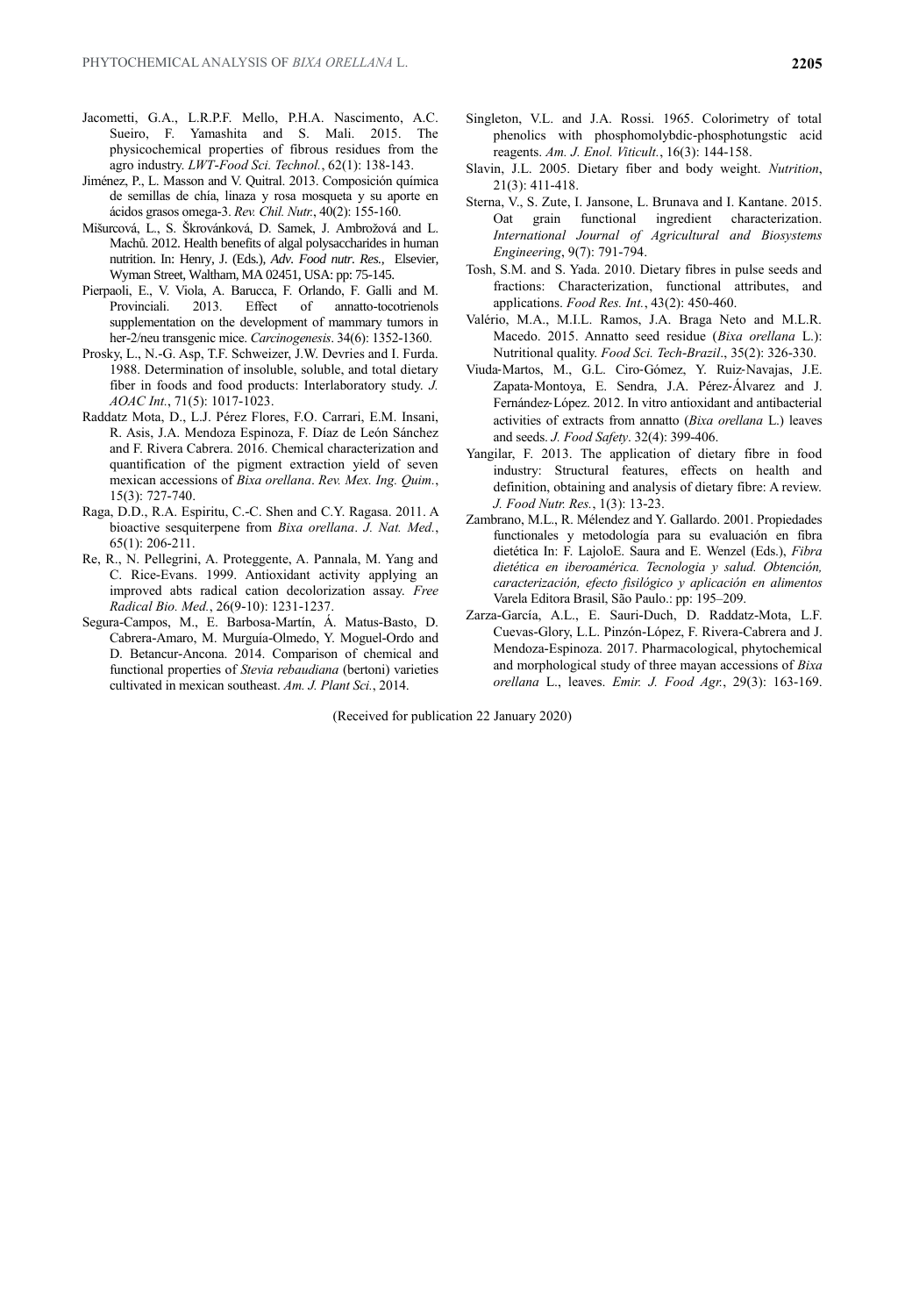Jacometti, G.A., L.R.P.F. Mello, P.H.A. Nascimento, A.C. Sueiro, F. Yamashita and S. Mali. 2015. The physicochemical properties of fibrous residues from the agro industry. *LWT-Food Sci. Technol.*, 62(1): 138-143.

Jiménez, P., L. Masson and V. Quitral. 2013. Composición química de semillas de chía, linaza y rosa mosqueta y su aporte en ácidos grasos omega-3. *Rev. Chil. Nutr*., 40(2): 155-160.

Mišurcová, L., S. Škrovánková, D. Samek, J. Ambrožová and L. Machů. 2012. Health benefits of algal polysaccharides in human nutrition. In: Henry, J. (Eds.), *Adv. Food nutr. Res.,* Elsevier, Wyman Street, Waltham, MA 02451, USA: pp: 75-145.

Pierpaoli, E., V. Viola, A. Barucca, F. Orlando, F. Galli and M. Provinciali. 2013. Effect of annatto-tocotrienols supplementation on the development of mammary tumors in her-2/neu transgenic mice. *Carcinogenesis*. 34(6): 1352-1360.

Prosky, L., N.-G. Asp, T.F. Schweizer, J.W. Devries and I. Furda. 1988. Determination of insoluble, soluble, and total dietary fiber in foods and food products: Interlaboratory study. *J. AOAC Int.*, 71(5): 1017-1023.

Raddatz Mota, D., L.J. Pérez Flores, F.O. Carrari, E.M. Insani, R. Asis, J.A. Mendoza Espinoza, F. Díaz de León Sánchez and F. Rivera Cabrera. 2016. Chemical characterization and quantification of the pigment extraction yield of seven mexican accessions of *Bixa orellana*. *Rev. Mex. Ing. Quim.*, 15(3): 727-740.

Raga, D.D., R.A. Espiritu, C.-C. Shen and C.Y. Ragasa. 2011. A bioactive sesquiterpene from *Bixa orellana*. *J. Nat. Med.*, 65(1): 206-211.

Re, R., N. Pellegrini, A. Proteggente, A. Pannala, M. Yang and C. Rice-Evans. 1999. Antioxidant activity applying an improved abts radical cation decolorization assay. *Free Radical Bio. Med.*, 26(9-10): 1231-1237.

Segura-Campos, M., E. Barbosa-Martín, Á. Matus-Basto, D. Cabrera-Amaro, M. Murguía-Olmedo, Y. Moguel-Ordo and D. Betancur-Ancona. 2014. Comparison of chemical and functional properties of *Stevia rebaudiana* (bertoni) varieties cultivated in mexican southeast. *Am. J. Plant Sci.*, 2014.

Singleton, V.L. and J.A. Rossi. 1965. Colorimetry of total phenolics with phosphomolybdic-phosphotungstic acid reagents. *Am. J. Enol. Viticult.*, 16(3): 144-158.

Slavin, J.L. 2005. Dietary fiber and body weight. *Nutrition*, 21(3): 411-418.

Sterna, V., S. Zute, I. Jansone, L. Brunava and I. Kantane. 2015. Oat grain functional ingredient characterization. *International Journal of Agricultural and Biosystems Engineering*, 9(7): 791-794.

Tosh, S.M. and S. Yada. 2010. Dietary fibres in pulse seeds and fractions: Characterization, functional attributes, and applications. *Food Res. Int.*, 43(2): 450-460.

Valério, M.A., M.I.L. Ramos, J.A. Braga Neto and M.L.R. Macedo. 2015. Annatto seed residue (*Bixa orellana* L.): Nutritional quality. *Food Sci. Tech-Brazil*., 35(2): 326-330.

Viuda‐Martos, M., G.L. Ciro‐Gómez, Y. Ruiz‐Navajas, J.E. Zapata‐Montoya, E. Sendra, J.A. Pérez‐Álvarez and J. Fernández‐López. 2012. In vitro antioxidant and antibacterial activities of extracts from annatto (*Bixa orellana* L.) leaves and seeds. *J. Food Safety*. 32(4): 399-406.

Yangilar, F. 2013. The application of dietary fibre in food industry: Structural features, effects on health and definition, obtaining and analysis of dietary fibre: A review. *J. Food Nutr. Res.*, 1(3): 13-23.

Zambrano, M.L., R. Mélendez and Y. Gallardo. 2001. Propiedades functionales y metodología para su evaluación en fibra dietética In: F. LajoloE. Saura and E. Wenzel (Eds.), *Fibra dietética en iberoamérica. Tecnologia y salud. Obtención, caracterización, efecto fisilógico y aplicación en alimentos* Varela Editora Brasil, São Paulo.: pp: 195–209.

Zarza-García, A.L., E. Sauri-Duch, D. Raddatz-Mota, L.F. Cuevas-Glory, L.L. Pinzón-López, F. Rivera-Cabrera and J. Mendoza-Espinoza. 2017. Pharmacological, phytochemical and morphological study of three mayan accessions of *Bixa orellana* L., leaves. *Emir. J. Food Agr.*, 29(3): 163-169.

(Received for publication 22 January 2020)